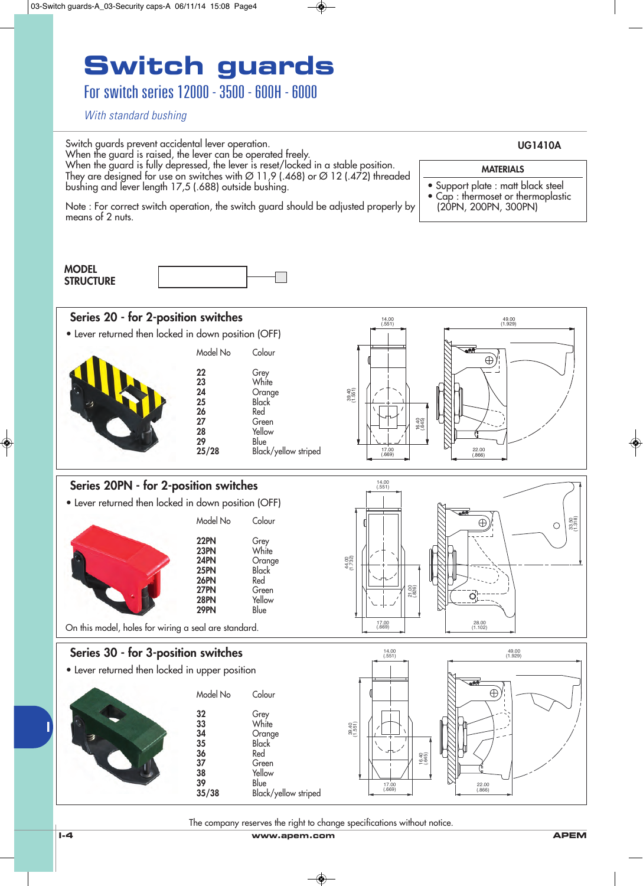# Switch guards

## For switch series 12000 - 3500 - 600H - 6000

*With standard bushing*

Switch guards prevent accidental lever operation.
When the guard is raised, the lever can be operated freely.
When the guard is fully depressed, the lever is reset/locked in a stable position.
They are designed for use on switches with Ø 11,9 (.468) or Ø 12 (.472) threaded bushing and lever length 17,5 (.688) outside bushing.

Note : For correct switch operation, the switch guard should be adjusted properly by means of 2 nuts.

**UG1410A**

**MATERIALS**

- Support plate : matt black steel
- Cap : thermoset or thermoplastic (20PN, 200PN, 300PN)

**MODEL STRUCTURE**

### Series 20 - for 2-position switches

- Lever returned then locked in down position (OFF)

| Model No | Colour |
|---|---|
| **22** | Grey |
| **23** | White |
| **24** | Orange |
| **25** | Black |
| **26** | Red |
| **27** | Green |
| **28** | Yellow |
| **29** | Blue |
| **25/28** | Black/yellow striped |

### Series 20PN - for 2-position switches

- Lever returned then locked in down position (OFF)

| Model No | Colour |
|---|---|
| **22PN** | Grey |
| **23PN** | White |
| **24PN** | Orange |
| **25PN** | Black |
| **26PN** | Red |
| **27PN** | Green |
| **28PN** | Yellow |
| **29PN** | Blue |

On this model, holes for wiring a seal are standard.

### Series 30 - for 3-position switches

- Lever returned then locked in upper position

| Model No | Colour |
|---|---|
| **32** | Grey |
| **33** | White |
| **34** | Orange |
| **35** | Black |
| **36** | Red |
| **37** | Green |
| **38** | Yellow |
| **39** | Blue |
| **35/38** | Black/yellow striped |

The company reserves the right to change specifications without notice.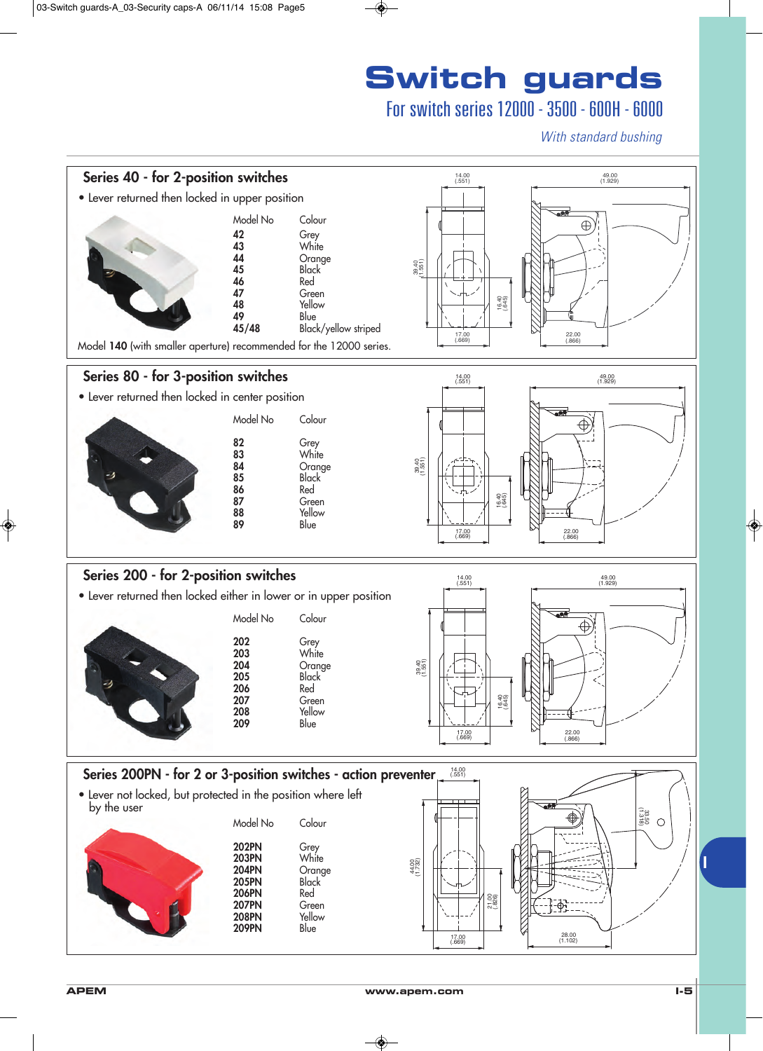# Switch guards

## For switch series 12000 - 3500 - 600H - 6000

*With standard bushing*

### Series 40 - for 2-position switches

- Lever returned then locked in upper position

| Model No | Colour |
|---|---|
| 42 | Grey |
| 43 | White |
| 44 | Orange |
| 45 | Black |
| 46 | Red |
| 47 | Green |
| 48 | Yellow |
| 49 | Blue |
| 45/48 | Black/yellow striped |

Model **140** (with smaller aperture) recommended for the 12000 series.

14.00 (.551) — 49.00 (1.929) — 39.40 (1.551) — 16.40 (.645) — 17.00 (.669) — 22.00 (.866)

### Series 80 - for 3-position switches

- Lever returned then locked in center position

| Model No | Colour |
|---|---|
| 82 | Grey |
| 83 | White |
| 84 | Orange |
| 85 | Black |
| 86 | Red |
| 87 | Green |
| 88 | Yellow |
| 89 | Blue |

14.00 (.551) — 49.00 (1.929) — 39.40 (1.551) — 16.40 (.645) — 17.00 (.669) — 22.00 (.866)

### Series 200 - for 2-position switches

- Lever returned then locked either in lower or in upper position

| Model No | Colour |
|---|---|
| 202 | Grey |
| 203 | White |
| 204 | Orange |
| 205 | Black |
| 206 | Red |
| 207 | Green |
| 208 | Yellow |
| 209 | Blue |

14.00 (.551) — 49.00 (1.929) — 39.40 (1.551) — 16.40 (.645) — 17.00 (.669) — 22.00 (.866)

### Series 200PN - for 2 or 3-position switches - action preventer

- Lever not locked, but protected in the position where left by the user

| Model No | Colour |
|---|---|
| 202PN | Grey |
| 203PN | White |
| 204PN | Orange |
| 205PN | Black |
| 206PN | Red |
| 207PN | Green |
| 208PN | Yellow |
| 209PN | Blue |

14.00 (.551) — 44.00 (1.732) — 21.00 (.826) — 17.00 (.669) — 33.50 (1.318) — 28.00 (1.102)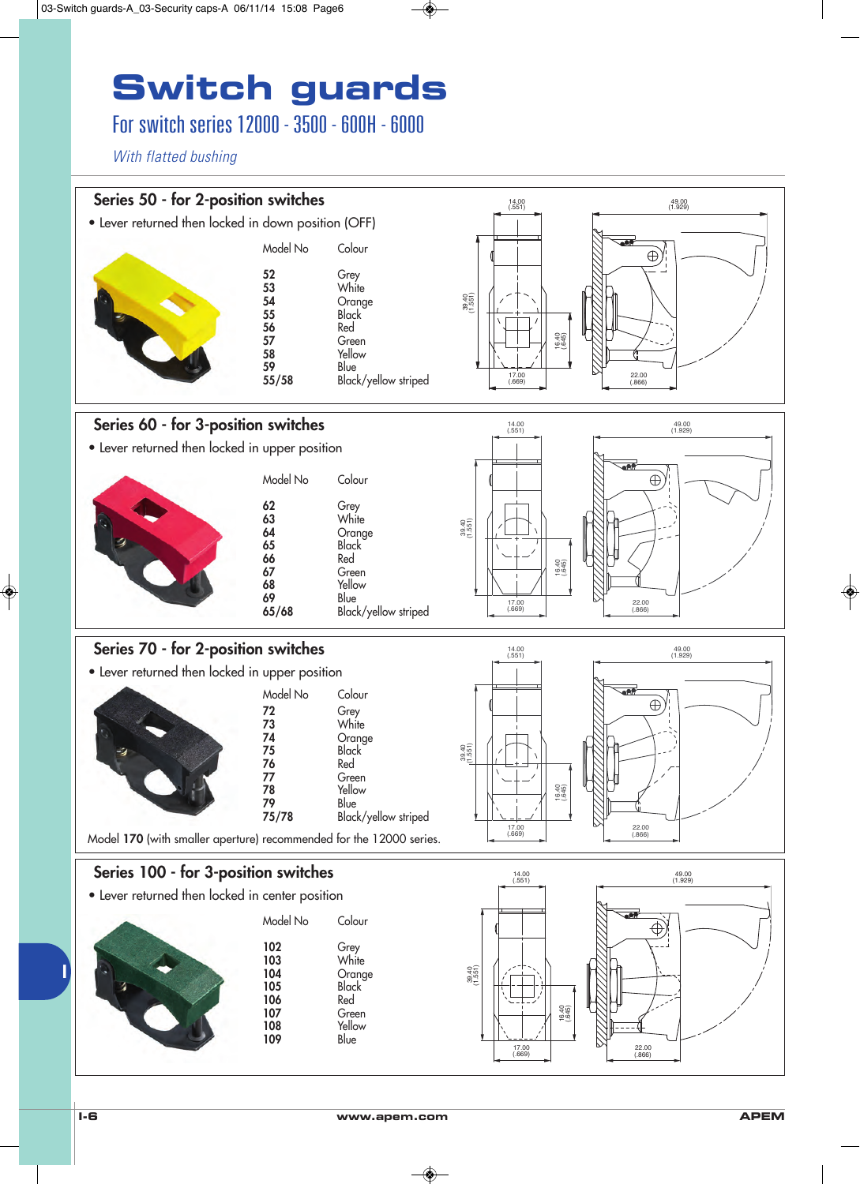# Switch guards

## For switch series 12000 - 3500 - 600H - 6000

*With flatted bushing*

### Series 50 - for 2-position switches

- Lever returned then locked in down position (OFF)

| Model No | Colour |
|---|---|
| **52** | Grey |
| **53** | White |
| **54** | Orange |
| **55** | Black |
| **56** | Red |
| **57** | Green |
| **58** | Yellow |
| **59** | Blue |
| **55/58** | Black/yellow striped |

### Series 60 - for 3-position switches

- Lever returned then locked in upper position

| Model No | Colour |
|---|---|
| **62** | Grey |
| **63** | White |
| **64** | Orange |
| **65** | Black |
| **66** | Red |
| **67** | Green |
| **68** | Yellow |
| **69** | Blue |
| **65/68** | Black/yellow striped |

### Series 70 - for 2-position switches

- Lever returned then locked in upper position

| Model No | Colour |
|---|---|
| **72** | Grey |
| **73** | White |
| **74** | Orange |
| **75** | Black |
| **76** | Red |
| **77** | Green |
| **78** | Yellow |
| **79** | Blue |
| **75/78** | Black/yellow striped |

Model **170** (with smaller aperture) recommended for the 12000 series.

### Series 100 - for 3-position switches

- Lever returned then locked in center position

| Model No | Colour |
|---|---|
| **102** | Grey |
| **103** | White |
| **104** | Orange |
| **105** | Black |
| **106** | Red |
| **107** | Green |
| **108** | Yellow |
| **109** | Blue |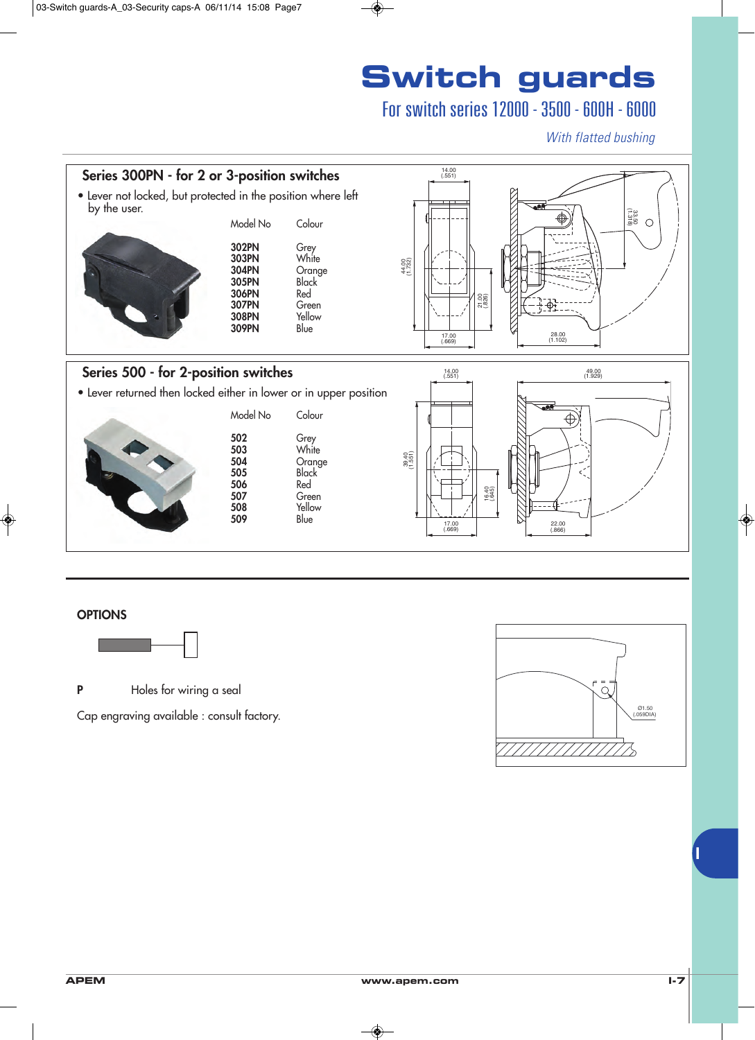# Switch guards

## For switch series 12000 - 3500 - 600H - 6000

*With flatted bushing*

### Series 300PN - for 2 or 3-position switches

- Lever not locked, but protected in the position where left by the user.

| Model No | Colour |
|---|---|
| **302PN** | Grey |
| **303PN** | White |
| **304PN** | Orange |
| **305PN** | Black |
| **306PN** | Red |
| **307PN** | Green |
| **308PN** | Yellow |
| **309PN** | Blue |

### Series 500 - for 2-position switches

- Lever returned then locked either in lower or in upper position

| Model No | Colour |
|---|---|
| **502** | Grey |
| **503** | White |
| **504** | Orange |
| **505** | Black |
| **506** | Red |
| **507** | Green |
| **508** | Yellow |
| **509** | Blue |

### OPTIONS

**P** Holes for wiring a seal

Cap engraving available : consult factory.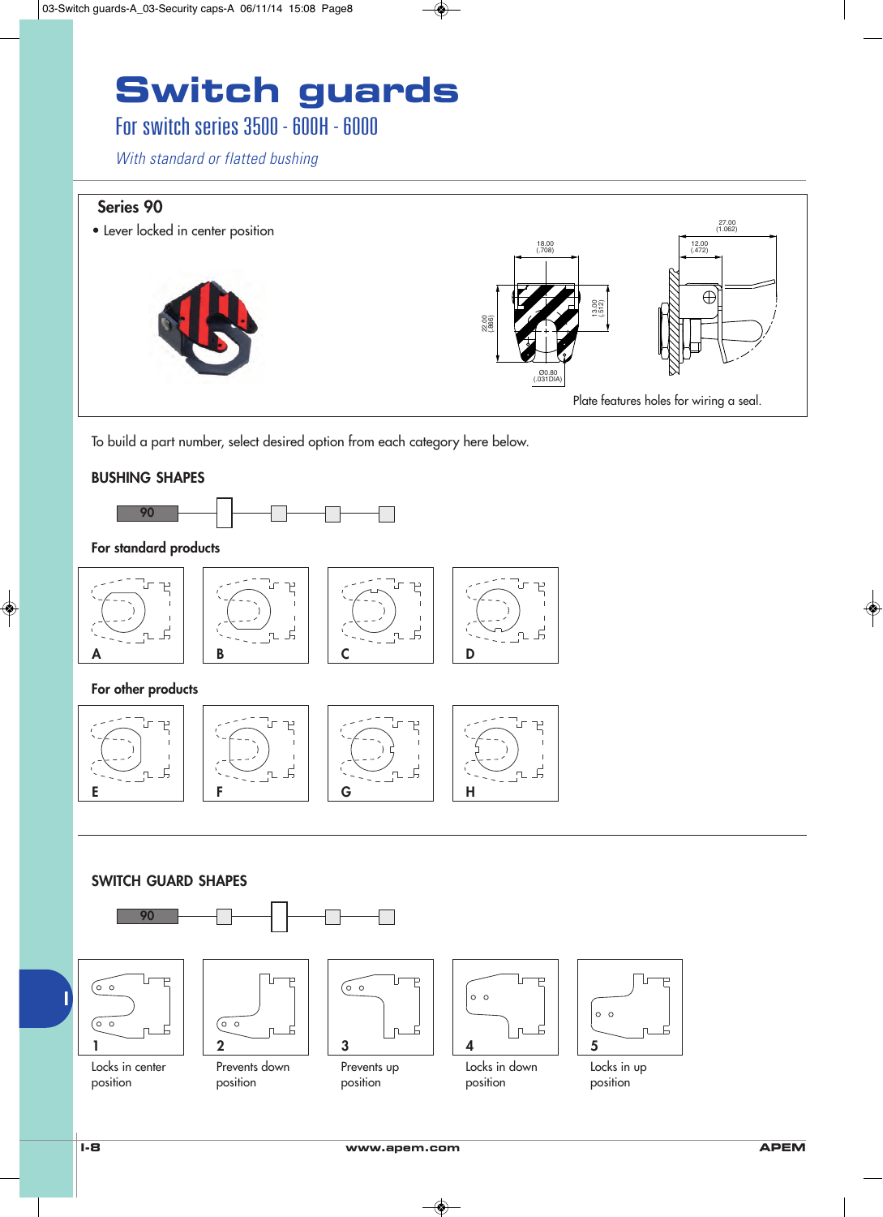# Switch guards

## For switch series 3500 - 600H - 6000

*With standard or flatted bushing*

### Series 90

- Lever locked in center position

18.00 (.708)

22.00 (.866)

13.00 (.512)

Ø0.80 (.031DIA)

27.00 (1.062)

12.00 (.472)

Plate features holes for wiring a seal.

To build a part number, select desired option from each category here below.

### BUSHING SHAPES

90

#### For standard products

A

B

C

D

#### For other products

E

F

G

H

### SWITCH GUARD SHAPES

90

1 Locks in center position

2 Prevents down position

3 Prevents up position

4 Locks in down position

5 Locks in up position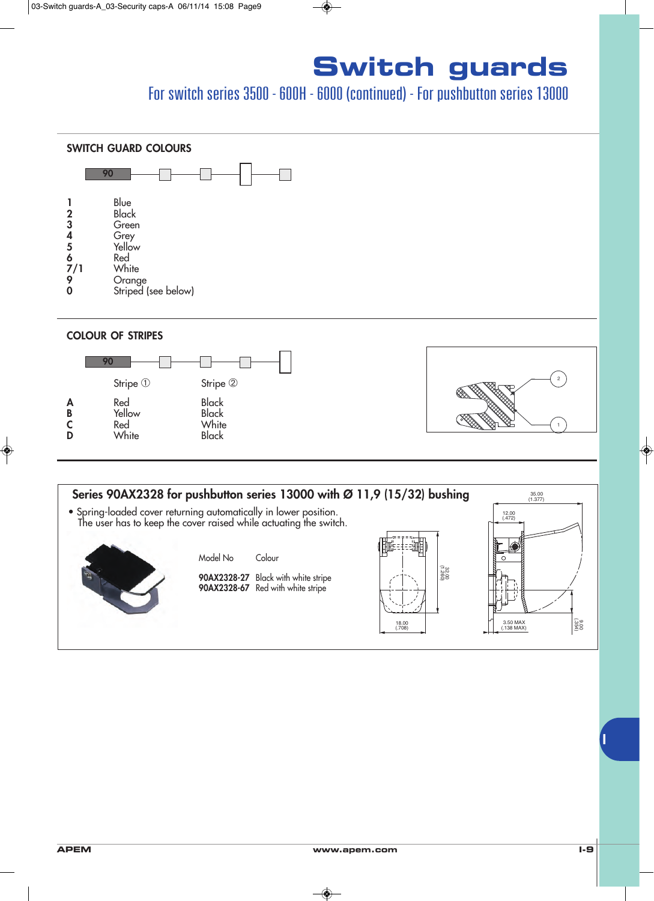# Switch guards

## For switch series 3500 - 600H - 6000 (continued) - For pushbutton series 13000

### SWITCH GUARD COLOURS

90

| | |
|---|---|
| **1** | Blue |
| **2** | Black |
| **3** | Green |
| **4** | Grey |
| **5** | Yellow |
| **6** | Red |
| **7/1** | White |
| **9** | Orange |
| **0** | Striped (see below) |

### COLOUR OF STRIPES

90

| | Stripe ① | Stripe ② |
|---|---|---|
| **A** | Red | Black |
| **B** | Yellow | Black |
| **C** | Red | White |
| **D** | White | Black |

2
1

### Series 90AX2328 for pushbutton series 13000 with Ø 11,9 (15/32) bushing

- Spring-loaded cover returning automatically in lower position. The user has to keep the cover raised while actuating the switch.

| Model No | Colour |
|---|---|
| **90AX2328-27** | Black with white stripe |
| **90AX2328-67** | Red with white stripe |

35.00
(1.377)
12.00
(.472)
32.00
(1.260)
18.00
(.708)
3.50 MAX
(.138 MAX)
9.00
(.354)